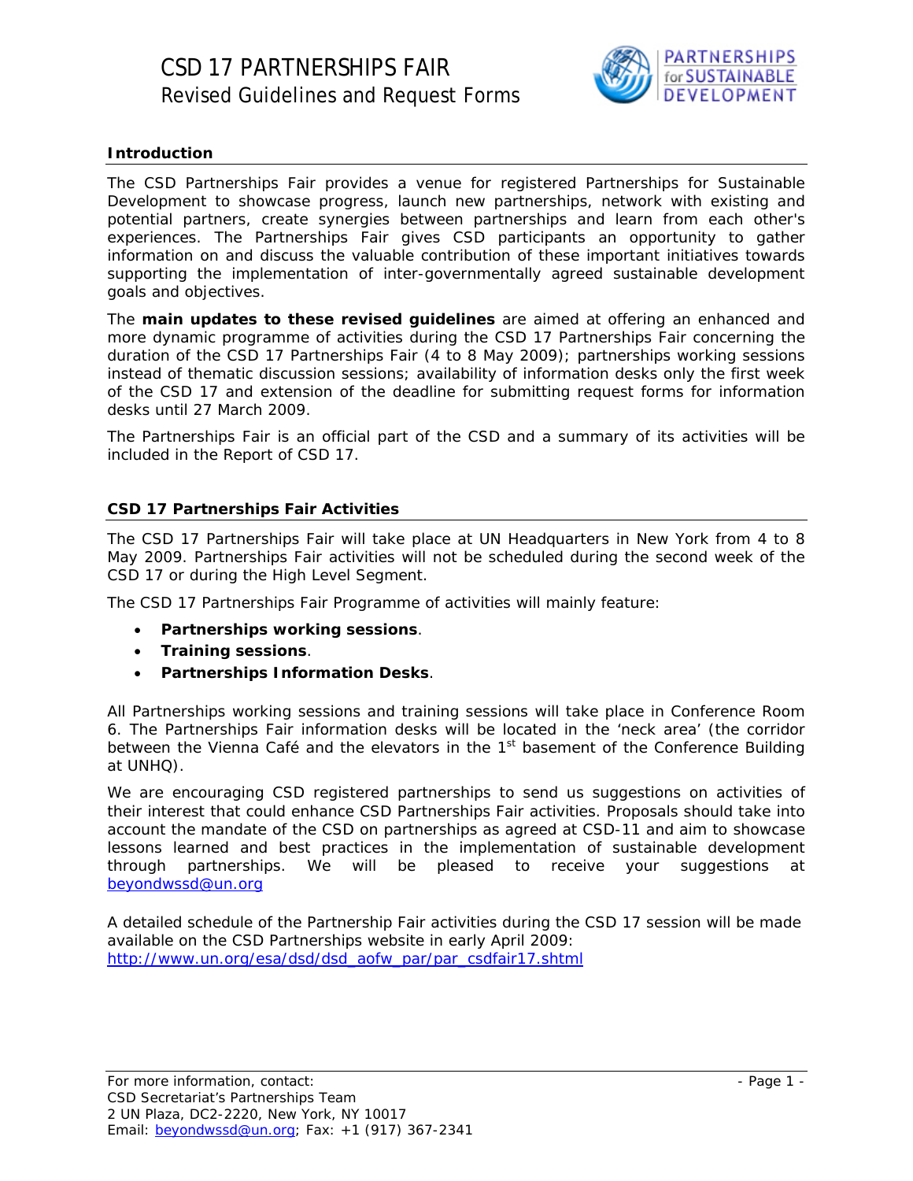# CSD 17 PARTNERSHIPS FAIR

## Revised Guidelines and Request Forms

### Introduction

The CSD Partnerships Fair provides a venue for registered Partnerships for Sustainable Development to showcase progress, launch new partnerships, network with existing and potential partners, create synergies between partnerships and learn from each other's experiences. The Partnerships Fair gives CSD participants an opportunity to gather information on and discuss the valuable contribution of these important initiatives towards supporting the implementation of inter-governmentally agreed sustainable development goals and objectives.

The **main updates to these revised guidelines** are aimed at offering an enhanced and more dynamic programme of activities during the CSD 17 Partnerships Fair concerning the duration of the CSD 17 Partnerships Fair (4 to 8 May 2009); partnerships working sessions instead of thematic discussion sessions; availability of information desks only the first week of the CSD 17 and extension of the deadline for submitting request forms for information desks until 27 March 2009.

The Partnerships Fair is an official part of the CSD and a summary of its activities will be included in the Report of CSD 17.

### CSD 17 Partnerships Fair Activities

The CSD 17 Partnerships Fair will take place at UN Headquarters in New York from 4 to 8 May 2009. Partnerships Fair activities will not be scheduled during the second week of the CSD 17 or during the High Level Segment.

The CSD 17 Partnerships Fair Programme of activities will mainly feature:

- **Partnerships working sessions**.
- **Training sessions**.
- **Partnerships Information Desks**.

All Partnerships working sessions and training sessions will take place in Conference Room 6. The Partnerships Fair information desks will be located in the 'neck area' (the corridor between the Vienna Café and the elevators in the 1st basement of the Conference Building at UNHQ).

We are encouraging CSD registered partnerships to send us suggestions on activities of their interest that could enhance CSD Partnerships Fair activities. Proposals should take into account the mandate of the CSD on partnerships as agreed at CSD-11 and aim to showcase lessons learned and best practices in the implementation of sustainable development through partnerships. We will be pleased to receive your suggestions at beyondwssd@un.org

A detailed schedule of the Partnership Fair activities during the CSD 17 session will be made available on the CSD Partnerships website in early April 2009: http://www.un.org/esa/dsd/dsd_aofw_par/par_csdfair17.shtml

For more information, contact:
CSD Secretariat's Partnerships Team
2 UN Plaza, DC2-2220, New York, NY 10017
Email: beyondwssd@un.org; Fax: +1 (917) 367-2341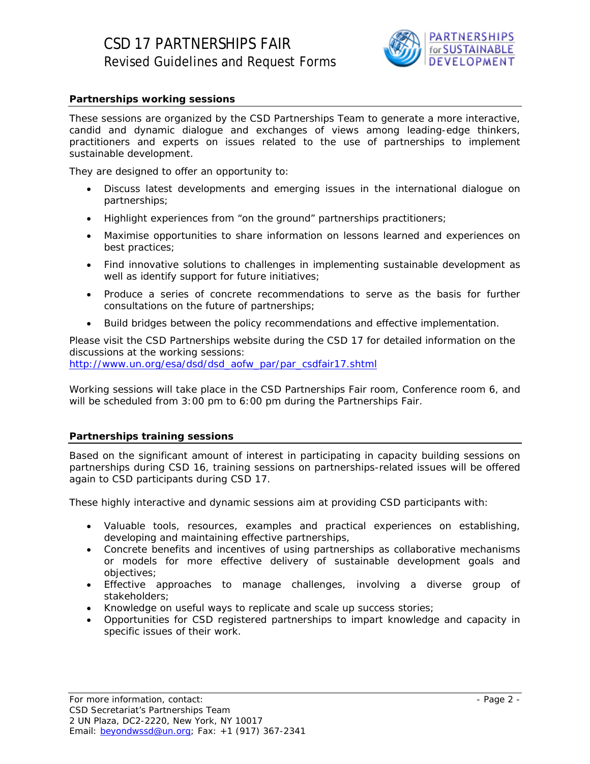## Partnerships working sessions

These sessions are organized by the CSD Partnerships Team to generate a more interactive, candid and dynamic dialogue and exchanges of views among leading-edge thinkers, practitioners and experts on issues related to the use of partnerships to implement sustainable development.

They are designed to offer an opportunity to:

- Discuss latest developments and emerging issues in the international dialogue on partnerships;
- Highlight experiences from "on the ground" partnerships practitioners;
- Maximise opportunities to share information on lessons learned and experiences on best practices;
- Find innovative solutions to challenges in implementing sustainable development as well as identify support for future initiatives;
- Produce a series of concrete recommendations to serve as the basis for further consultations on the future of partnerships;
- Build bridges between the policy recommendations and effective implementation.

Please visit the CSD Partnerships website during the CSD 17 for detailed information on the discussions at the working sessions:
http://www.un.org/esa/dsd/dsd_aofw_par/par_csdfair17.shtml

Working sessions will take place in the CSD Partnerships Fair room, Conference room 6, and will be scheduled from 3:00 pm to 6:00 pm during the Partnerships Fair.

## Partnerships training sessions

Based on the significant amount of interest in participating in capacity building sessions on partnerships during CSD 16, training sessions on partnerships-related issues will be offered again to CSD participants during CSD 17.

These highly interactive and dynamic sessions aim at providing CSD participants with:

- Valuable tools, resources, examples and practical experiences on establishing, developing and maintaining effective partnerships,
- Concrete benefits and incentives of using partnerships as collaborative mechanisms or models for more effective delivery of sustainable development goals and objectives;
- Effective approaches to manage challenges, involving a diverse group of stakeholders;
- Knowledge on useful ways to replicate and scale up success stories;
- Opportunities for CSD registered partnerships to impart knowledge and capacity in specific issues of their work.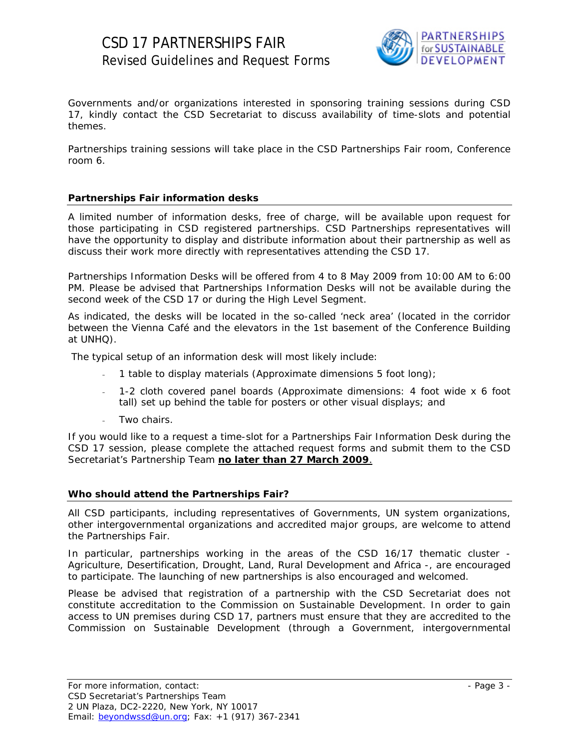Governments and/or organizations interested in sponsoring training sessions during CSD 17, kindly contact the CSD Secretariat to discuss availability of time-slots and potential themes.

Partnerships training sessions will take place in the CSD Partnerships Fair room, Conference room 6.

**Partnerships Fair information desks**

A limited number of information desks, free of charge, will be available upon request for those participating in CSD registered partnerships. CSD Partnerships representatives will have the opportunity to display and distribute information about their partnership as well as discuss their work more directly with representatives attending the CSD 17.

Partnerships Information Desks will be offered from 4 to 8 May 2009 from 10:00 AM to 6:00 PM. Please be advised that Partnerships Information Desks will not be available during the second week of the CSD 17 or during the High Level Segment.

As indicated, the desks will be located in the so-called 'neck area' (located in the corridor between the Vienna Café and the elevators in the 1st basement of the Conference Building at UNHQ).

The typical setup of an information desk will most likely include:

- 1 table to display materials (Approximate dimensions 5 foot long);
- 1-2 cloth covered panel boards (Approximate dimensions: 4 foot wide x 6 foot tall) set up behind the table for posters or other visual displays; and
- Two chairs.

If you would like to a request a time-slot for a Partnerships Fair Information Desk during the CSD 17 session, please complete the attached request forms and submit them to the CSD Secretariat's Partnership Team **no later than 27 March 2009**.

**Who should attend the Partnerships Fair?**

All CSD participants, including representatives of Governments, UN system organizations, other intergovernmental organizations and accredited major groups, are welcome to attend the Partnerships Fair.

In particular, partnerships working in the areas of the CSD 16/17 thematic cluster - Agriculture, Desertification, Drought, Land, Rural Development and Africa -, are encouraged to participate. The launching of new partnerships is also encouraged and welcomed.

Please be advised that registration of a partnership with the CSD Secretariat does not constitute accreditation to the Commission on Sustainable Development. In order to gain access to UN premises during CSD 17, partners must ensure that they are accredited to the Commission on Sustainable Development (through a Government, intergovernmental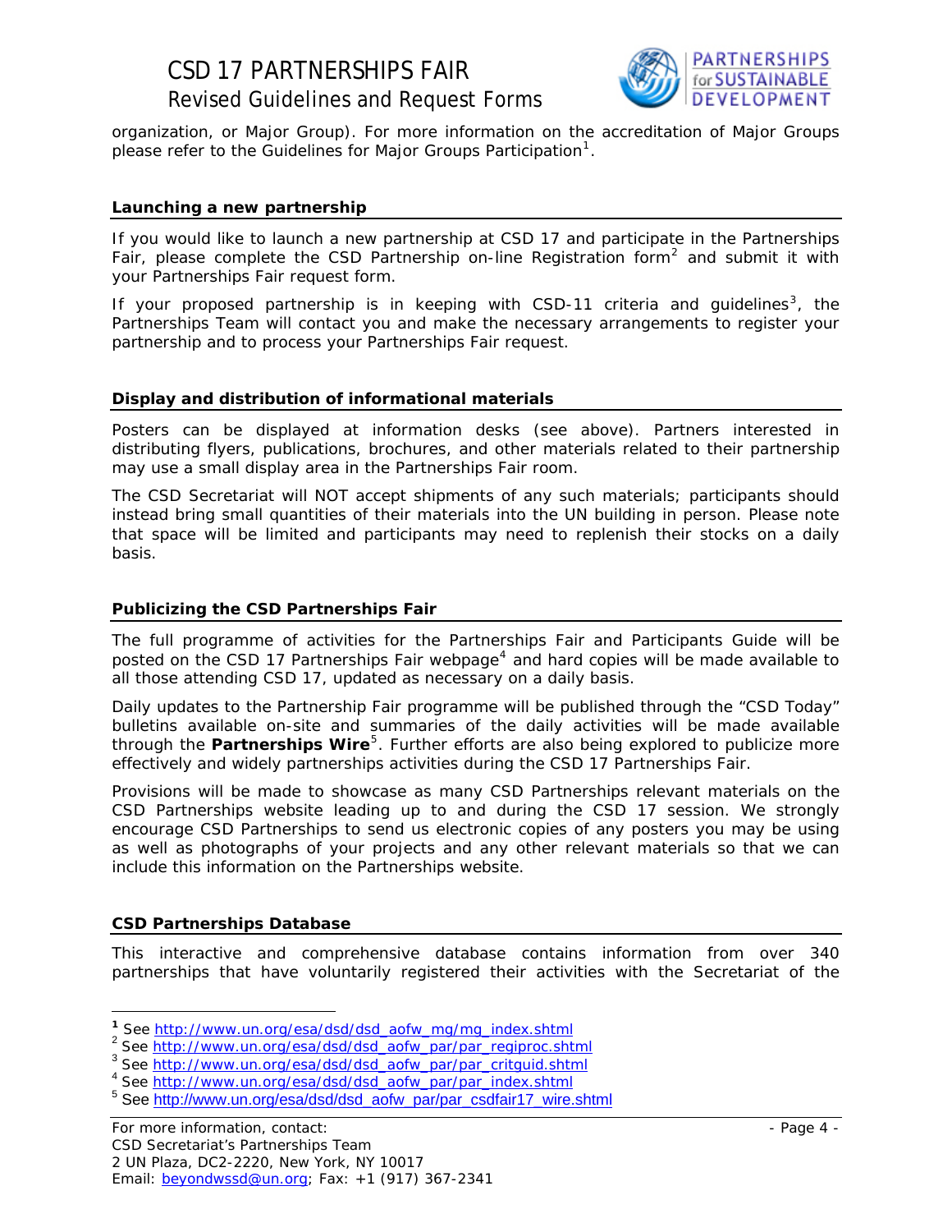organization, or Major Group). For more information on the accreditation of Major Groups please refer to the Guidelines for Major Groups Participation[1].

### Launching a new partnership

If you would like to launch a new partnership at CSD 17 and participate in the Partnerships Fair, please complete the CSD Partnership on-line Registration form[2] and submit it with your Partnerships Fair request form.

If your proposed partnership is in keeping with CSD-11 criteria and guidelines[3], the Partnerships Team will contact you and make the necessary arrangements to register your partnership and to process your Partnerships Fair request.

### Display and distribution of informational materials

Posters can be displayed at information desks (see above). Partners interested in distributing flyers, publications, brochures, and other materials related to their partnership may use a small display area in the Partnerships Fair room.

The CSD Secretariat will NOT accept shipments of any such materials; participants should instead bring small quantities of their materials into the UN building in person. Please note that space will be limited and participants may need to replenish their stocks on a daily basis.

### Publicizing the CSD Partnerships Fair

The full programme of activities for the Partnerships Fair and Participants Guide will be posted on the CSD 17 Partnerships Fair webpage[4] and hard copies will be made available to all those attending CSD 17, updated as necessary on a daily basis.

Daily updates to the Partnership Fair programme will be published through the "CSD Today" bulletins available on-site and summaries of the daily activities will be made available through the **Partnerships Wire**[5]. Further efforts are also being explored to publicize more effectively and widely partnerships activities during the CSD 17 Partnerships Fair.

Provisions will be made to showcase as many CSD Partnerships relevant materials on the CSD Partnerships website leading up to and during the CSD 17 session. We strongly encourage CSD Partnerships to send us electronic copies of any posters you may be using as well as photographs of your projects and any other relevant materials so that we can include this information on the Partnerships website.

### CSD Partnerships Database

This interactive and comprehensive database contains information from over 340 partnerships that have voluntarily registered their activities with the Secretariat of the

---

[1] See http://www.un.org/esa/dsd/dsd_aofw_mg/mg_index.shtml
[2] See http://www.un.org/esa/dsd/dsd_aofw_par/par_regiproc.shtml
[3] See http://www.un.org/esa/dsd/dsd_aofw_par/par_critguid.shtml
[4] See http://www.un.org/esa/dsd/dsd_aofw_par/par_index.shtml
[5] See http://www.un.org/esa/dsd/dsd_aofw_par/par_csdfair17_wire.shtml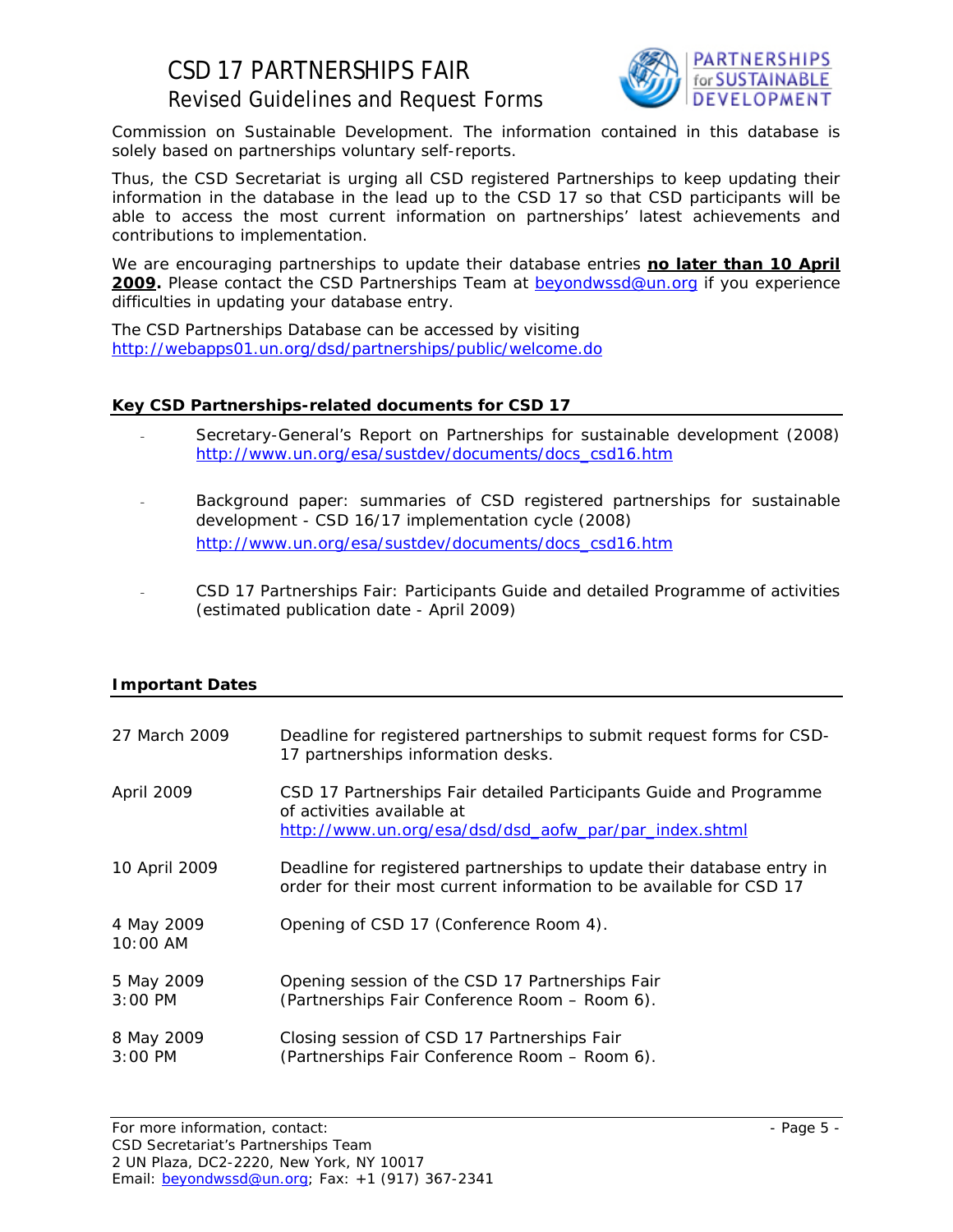Commission on Sustainable Development. The information contained in this database is solely based on partnerships voluntary self-reports.

Thus, the CSD Secretariat is urging all CSD registered Partnerships to keep updating their information in the database in the lead up to the CSD 17 so that CSD participants will be able to access the most current information on partnerships' latest achievements and contributions to implementation.

We are encouraging partnerships to update their database entries **no later than 10 April 2009.** Please contact the CSD Partnerships Team at beyondwssd@un.org if you experience difficulties in updating your database entry.

The CSD Partnerships Database can be accessed by visiting http://webapps01.un.org/dsd/partnerships/public/welcome.do

**Key CSD Partnerships-related documents for CSD 17**

- Secretary-General's Report on Partnerships for sustainable development (2008) http://www.un.org/esa/sustdev/documents/docs_csd16.htm
- Background paper: summaries of CSD registered partnerships for sustainable development - CSD 16/17 implementation cycle (2008) http://www.un.org/esa/sustdev/documents/docs_csd16.htm
- CSD 17 Partnerships Fair: Participants Guide and detailed Programme of activities (estimated publication date - April 2009)

**Important Dates**

| | |
|---|---|
| 27 March 2009 | Deadline for registered partnerships to submit request forms for CSD-17 partnerships information desks. |
| April 2009 | CSD 17 Partnerships Fair detailed Participants Guide and Programme of activities available at http://www.un.org/esa/dsd/dsd_aofw_par/par_index.shtml |
| 10 April 2009 | Deadline for registered partnerships to update their database entry in order for their most current information to be available for CSD 17 |
| 4 May 2009 10:00 AM | Opening of CSD 17 (Conference Room 4). |
| 5 May 2009 3:00 PM | Opening session of the CSD 17 Partnerships Fair (Partnerships Fair Conference Room – Room 6). |
| 8 May 2009 3:00 PM | Closing session of CSD 17 Partnerships Fair (Partnerships Fair Conference Room – Room 6). |

For more information, contact:
CSD Secretariat's Partnerships Team
2 UN Plaza, DC2-2220, New York, NY 10017
Email: beyondwssd@un.org; Fax: +1 (917) 367-2341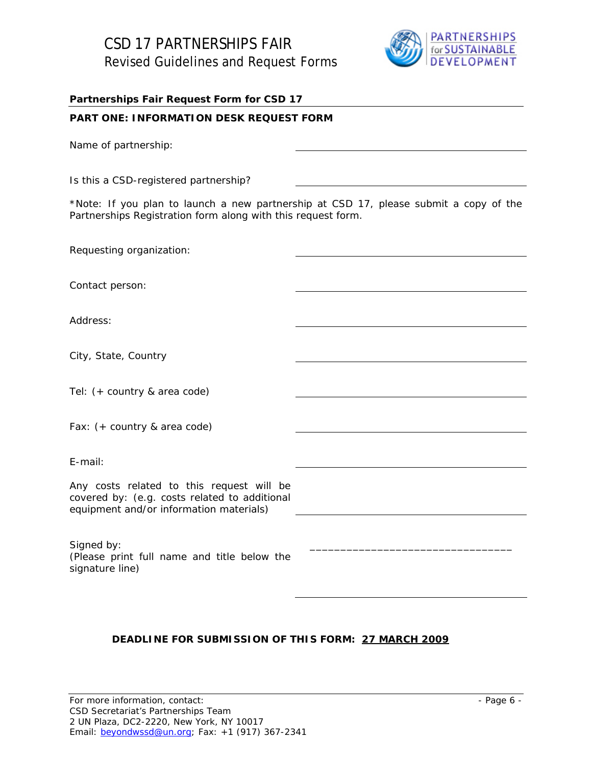**Partnerships Fair Request Form for CSD 17**

**PART ONE: INFORMATION DESK REQUEST FORM**

Name of partnership: ____________________

Is this a CSD-registered partnership? ____________________

*Note: If you plan to launch a new partnership at CSD 17, please submit a copy of the Partnerships Registration form along with this request form.

Requesting organization: ____________________

Contact person: ____________________

Address: ____________________

City, State, Country ____________________

Tel: (+ country & area code) ____________________

Fax: (+ country & area code) ____________________

E-mail: ____________________

Any costs related to this request will be covered by: (e.g. costs related to additional equipment and/or information materials) ____________________

Signed by:
(Please print full name and title below the signature line) ________________________________

____________________

**DEADLINE FOR SUBMISSION OF THIS FORM: 27 MARCH 2009**

For more information, contact:
CSD Secretariat's Partnerships Team
2 UN Plaza, DC2-2220, New York, NY 10017
Email: beyondwssd@un.org; Fax: +1 (917) 367-2341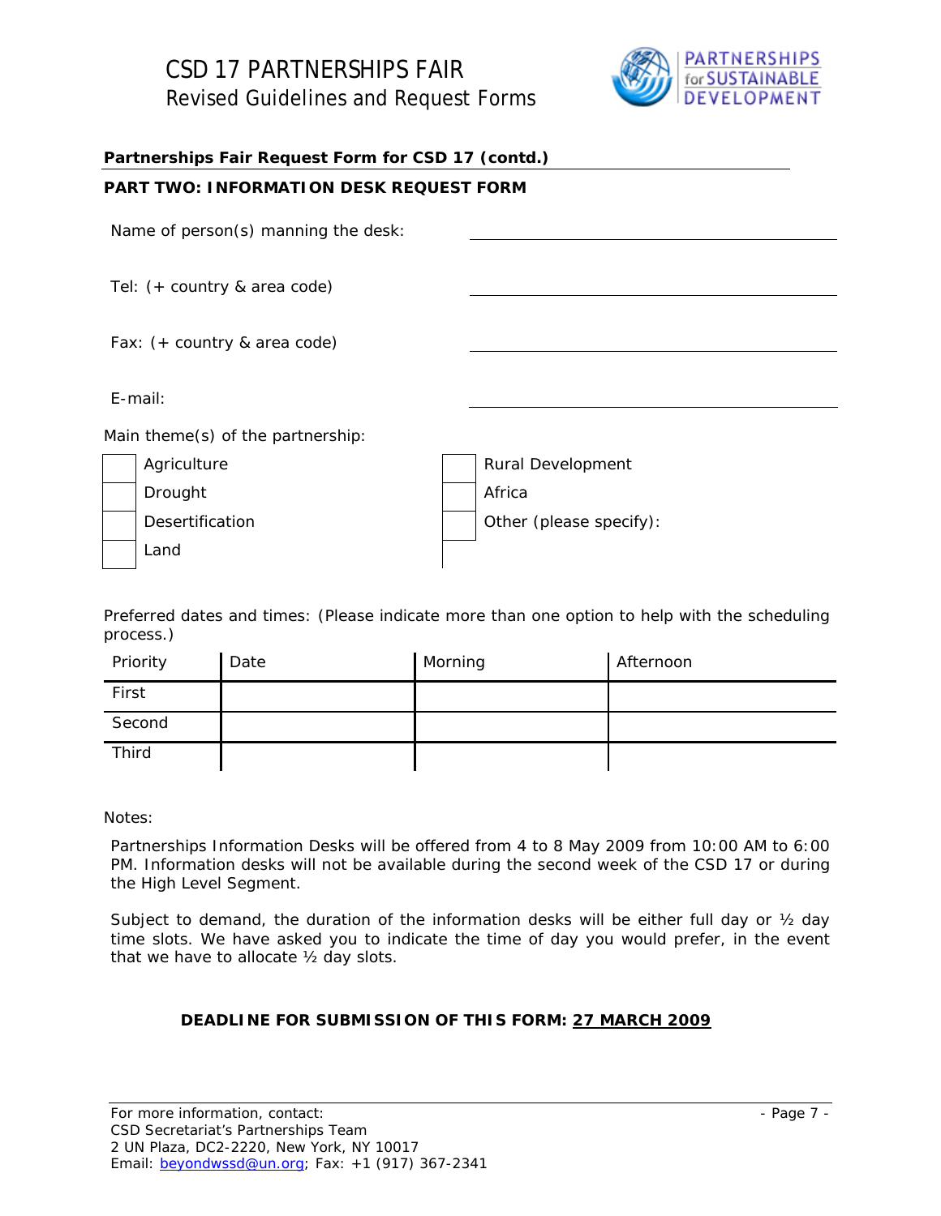**Partnerships Fair Request Form for CSD 17 (contd.)**

**PART TWO: INFORMATION DESK REQUEST FORM**

Name of person(s) manning the desk: ____________________

Tel: (+ country & area code) ____________________

Fax: (+ country & area code) ____________________

E-mail: ____________________

Main theme(s) of the partnership:

| | | | |
|---|---|---|---|
| ☐ | Agriculture | ☐ | Rural Development |
| ☐ | Drought | ☐ | Africa |
| ☐ | Desertification | ☐ | Other (please specify): |
| ☐ | Land | | |

Preferred dates and times: (Please indicate more than one option to help with the scheduling process.)

| Priority | Date | Morning | Afternoon |
|---|---|---|---|
| First | | | |
| Second | | | |
| Third | | | |

Notes:

Partnerships Information Desks will be offered from 4 to 8 May 2009 from 10:00 AM to 6:00 PM. Information desks will not be available during the second week of the CSD 17 or during the High Level Segment.

Subject to demand, the duration of the information desks will be either full day or ½ day time slots. We have asked you to indicate the time of day you would prefer, in the event that we have to allocate ½ day slots.

**DEADLINE FOR SUBMISSION OF THIS FORM: 27 MARCH 2009**